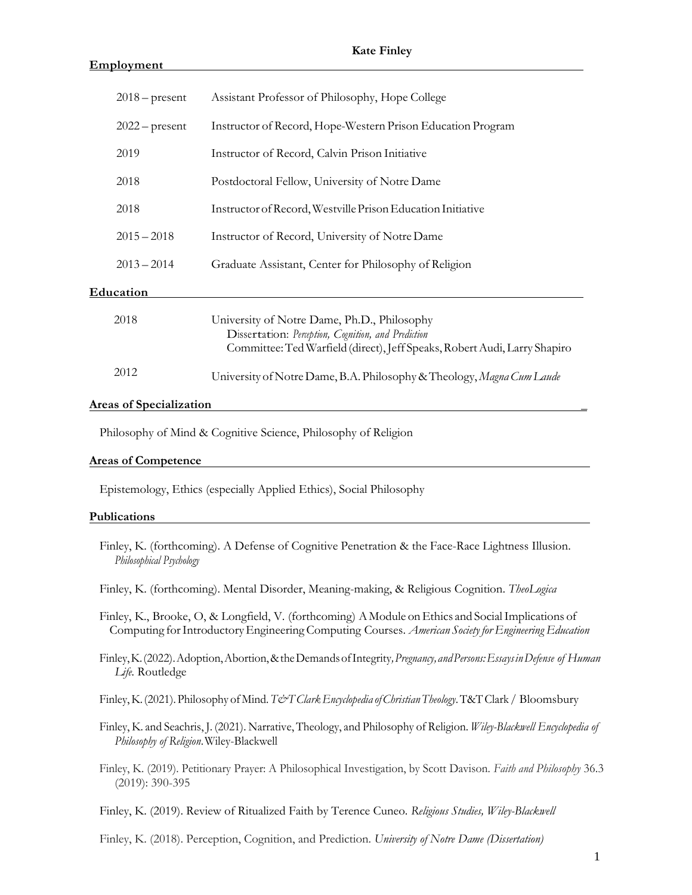# Kate Finley

## Employment

| | |
|---|---|
| 2018 – present | Assistant Professor of Philosophy, Hope College |
| 2022 – present | Instructor of Record, Hope-Western Prison Education Program |
| 2019 | Instructor of Record, Calvin Prison Initiative |
| 2018 | Postdoctoral Fellow, University of Notre Dame |
| 2018 | Instructor of Record, Westville Prison Education Initiative |
| 2015 – 2018 | Instructor of Record, University of Notre Dame |
| 2013 – 2014 | Graduate Assistant, Center for Philosophy of Religion |

## Education

| | |
|---|---|
| 2018 | University of Notre Dame, Ph.D., Philosophy<br>Dissertation: *Perception, Cognition, and Prediction*<br>Committee: Ted Warfield (direct), Jeff Speaks, Robert Audi, Larry Shapiro |
| 2012 | University of Notre Dame, B.A. Philosophy & Theology, *Magna Cum Laude* |

## Areas of Specialization

Philosophy of Mind & Cognitive Science, Philosophy of Religion

## Areas of Competence

Epistemology, Ethics (especially Applied Ethics), Social Philosophy

## Publications

Finley, K. (forthcoming). A Defense of Cognitive Penetration & the Face-Race Lightness Illusion. *Philosophical Psychology*

Finley, K. (forthcoming). Mental Disorder, Meaning-making, & Religious Cognition. *TheoLogica*

Finley, K., Brooke, O, & Longfield, V. (forthcoming) A Module on Ethics and Social Implications of Computing for Introductory Engineering Computing Courses. *American Society for Engineering Education*

Finley, K. (2022). Adoption, Abortion, & the Demands of Integrity, *Pregnancy, and Persons: Essays in Defense of Human Life.* Routledge

Finley, K. (2021). Philosophy of Mind. *T&T Clark Encyclopedia of Christian Theology*. T&T Clark / Bloomsbury

Finley, K. and Seachris, J. (2021). Narrative, Theology, and Philosophy of Religion. *Wiley-Blackwell Encyclopedia of Philosophy of Religion*. Wiley-Blackwell

Finley, K. (2019). Petitionary Prayer: A Philosophical Investigation, by Scott Davison. *Faith and Philosophy* 36.3 (2019): 390-395

Finley, K. (2019). Review of Ritualized Faith by Terence Cuneo. *Religious Studies, Wiley-Blackwell*

Finley, K. (2018). Perception, Cognition, and Prediction. *University of Notre Dame (Dissertation)*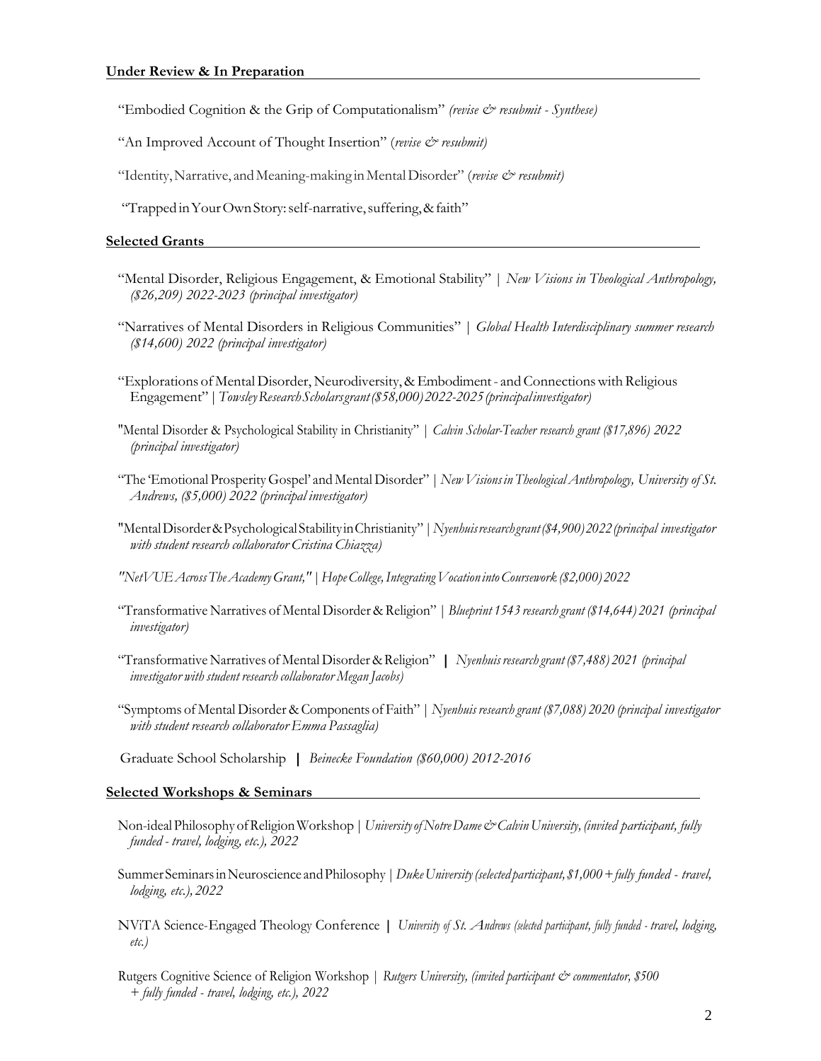## Under Review & In Preparation

"Embodied Cognition & the Grip of Computationalism" *(revise & resubmit - Synthese)*

"An Improved Account of Thought Insertion" (*revise & resubmit)*

"Identity, Narrative, and Meaning-making in Mental Disorder" (*revise & resubmit)*

"Trapped in Your Own Story: self-narrative, suffering, & faith"

## Selected Grants

"Mental Disorder, Religious Engagement, & Emotional Stability" | *New Visions in Theological Anthropology, ($26,209) 2022-2023 (principal investigator)*

"Narratives of Mental Disorders in Religious Communities" | *Global Health Interdisciplinary summer research ($14,600) 2022 (principal investigator)*

"Explorations of Mental Disorder, Neurodiversity, & Embodiment - and Connections with Religious Engagement" | *Towsley Research Scholars grant ($58,000) 2022-2025 (principal investigator)*

"Mental Disorder & Psychological Stability in Christianity" | *Calvin Scholar-Teacher research grant ($17,896) 2022 (principal investigator)*

"The 'Emotional Prosperity Gospel' and Mental Disorder" | *New Visions in Theological Anthropology, University of St. Andrews, ($5,000) 2022 (principal investigator)*

"Mental Disorder & Psychological Stability in Christianity" | *Nyenhuis research grant ($4,900) 2022 (principal investigator with student research collaborator Cristina Chiazza)*

*"NetVUE Across The Academy Grant," | Hope College, Integrating Vocation into Coursework ($2,000) 2022*

"Transformative Narratives of Mental Disorder & Religion" | *Blueprint 1543 research grant ($14,644) 2021 (principal investigator)*

"Transformative Narratives of Mental Disorder & Religion" | *Nyenhuis research grant ($7,488) 2021 (principal investigator with student research collaborator Megan Jacobs)*

"Symptoms of Mental Disorder & Components of Faith" | *Nyenhuis research grant ($7,088) 2020 (principal investigator with student research collaborator Emma Passaglia)*

Graduate School Scholarship | *Beinecke Foundation ($60,000) 2012-2016*

## Selected Workshops & Seminars

Non-ideal Philosophy of Religion Workshop | *University of Notre Dame & Calvin University, (invited participant, fully funded - travel, lodging, etc.), 2022*

Summer Seminars in Neuroscience and Philosophy | *Duke University (selected participant, $1,000 + fully funded - travel, lodging, etc.), 2022*

NViTA Science-Engaged Theology Conference | *University of St. Andrews (selected participant, fully funded - travel, lodging, etc.)*

Rutgers Cognitive Science of Religion Workshop | *Rutgers University, (invited participant & commentator, $500 + fully funded - travel, lodging, etc.), 2022*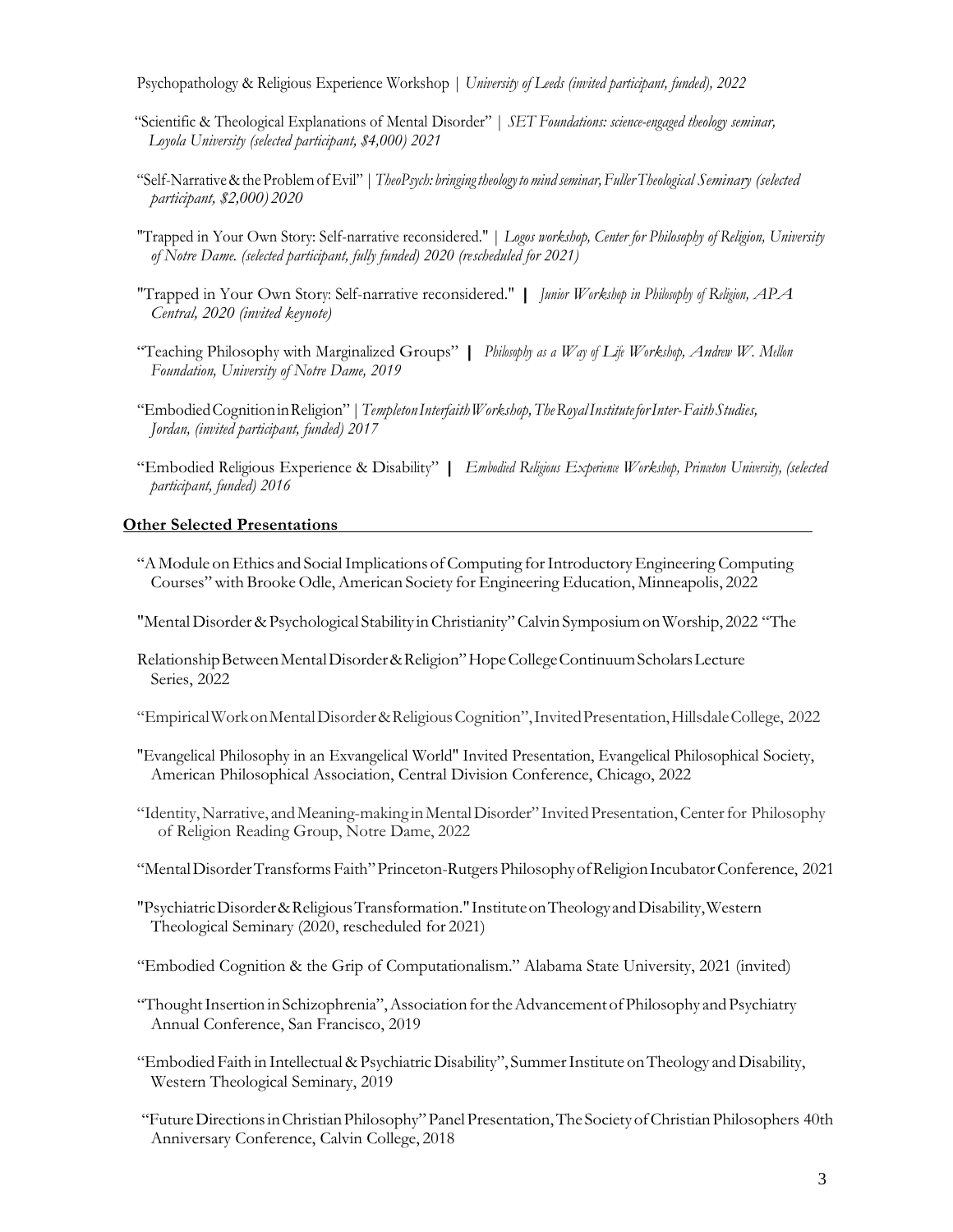Psychopathology & Religious Experience Workshop | *University of Leeds (invited participant, funded), 2022*

"Scientific & Theological Explanations of Mental Disorder" | *SET Foundations: science-engaged theology seminar, Loyola University (selected participant, $4,000) 2021*

"Self-Narrative & the Problem of Evil" | *TheoPsych: bringing theology to mind seminar, Fuller Theological Seminary (selected participant, $2,000) 2020*

"Trapped in Your Own Story: Self-narrative reconsidered." | *Logos workshop, Center for Philosophy of Religion, University of Notre Dame. (selected participant, fully funded) 2020 (rescheduled for 2021)*

"Trapped in Your Own Story: Self-narrative reconsidered." | *Junior Workshop in Philosophy of Religion, APA Central, 2020 (invited keynote)*

"Teaching Philosophy with Marginalized Groups" | *Philosophy as a Way of Life Workshop, Andrew W. Mellon Foundation, University of Notre Dame, 2019*

"Embodied Cognition in Religion" | *Templeton Interfaith Workshop, The Royal Institute for Inter-Faith Studies, Jordan, (invited participant, funded) 2017*

"Embodied Religious Experience & Disability" | *Embodied Religious Experience Workshop, Princeton University, (selected participant, funded) 2016*

**Other Selected Presentations**

"A Module on Ethics and Social Implications of Computing for Introductory Engineering Computing Courses" with Brooke Odle, American Society for Engineering Education, Minneapolis, 2022

"Mental Disorder & Psychological Stability in Christianity" Calvin Symposium on Worship, 2022

"The Relationship Between Mental Disorder & Religion" Hope College Continuum Scholars Lecture Series, 2022

"Empirical Work on Mental Disorder & Religious Cognition", Invited Presentation, Hillsdale College, 2022

"Evangelical Philosophy in an Exvangelical World" Invited Presentation, Evangelical Philosophical Society, American Philosophical Association, Central Division Conference, Chicago, 2022

"Identity, Narrative, and Meaning-making in Mental Disorder" Invited Presentation, Center for Philosophy of Religion Reading Group, Notre Dame, 2022

"Mental Disorder Transforms Faith" Princeton-Rutgers Philosophy of Religion Incubator Conference, 2021

"Psychiatric Disorder & Religious Transformation." Institute on Theology and Disability, Western Theological Seminary (2020, rescheduled for 2021)

"Embodied Cognition & the Grip of Computationalism." Alabama State University, 2021 (invited)

"Thought Insertion in Schizophrenia", Association for the Advancement of Philosophy and Psychiatry Annual Conference, San Francisco, 2019

"Embodied Faith in Intellectual & Psychiatric Disability", Summer Institute on Theology and Disability, Western Theological Seminary, 2019

"Future Directions in Christian Philosophy" Panel Presentation, The Society of Christian Philosophers 40th Anniversary Conference, Calvin College, 2018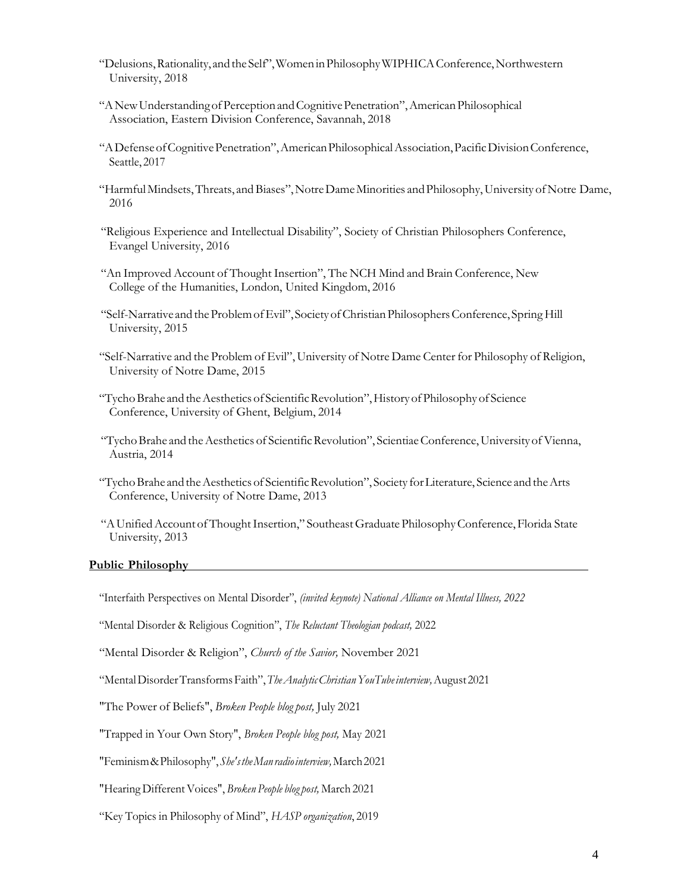"Delusions, Rationality, and the Self", Women in Philosophy WIPHICA Conference, Northwestern University, 2018

"A New Understanding of Perception and Cognitive Penetration", American Philosophical Association, Eastern Division Conference, Savannah, 2018

"A Defense of Cognitive Penetration", American Philosophical Association, Pacific Division Conference, Seattle, 2017

"Harmful Mindsets, Threats, and Biases", Notre Dame Minorities and Philosophy, University of Notre Dame, 2016

"Religious Experience and Intellectual Disability", Society of Christian Philosophers Conference, Evangel University, 2016

"An Improved Account of Thought Insertion", The NCH Mind and Brain Conference, New College of the Humanities, London, United Kingdom, 2016

"Self-Narrative and the Problem of Evil", Society of Christian Philosophers Conference, Spring Hill University, 2015

"Self-Narrative and the Problem of Evil", University of Notre Dame Center for Philosophy of Religion, University of Notre Dame, 2015

"Tycho Brahe and the Aesthetics of Scientific Revolution", History of Philosophy of Science Conference, University of Ghent, Belgium, 2014

"Tycho Brahe and the Aesthetics of Scientific Revolution", Scientiae Conference, University of Vienna, Austria, 2014

"Tycho Brahe and the Aesthetics of Scientific Revolution", Society for Literature, Science and the Arts Conference, University of Notre Dame, 2013

"A Unified Account of Thought Insertion," Southeast Graduate Philosophy Conference, Florida State University, 2013

## Public Philosophy

"Interfaith Perspectives on Mental Disorder", *(invited keynote) National Alliance on Mental Illness, 2022*

"Mental Disorder & Religious Cognition", *The Reluctant Theologian podcast,* 2022

"Mental Disorder & Religion", *Church of the Savior,* November 2021

"Mental Disorder Transforms Faith", *The Analytic Christian YouTube interview,* August 2021

"The Power of Beliefs", *Broken People blog post,* July 2021

"Trapped in Your Own Story", *Broken People blog post,* May 2021

"Feminism & Philosophy", *She's the Man radio interview,* March 2021

"Hearing Different Voices", *Broken People blog post,* March 2021

"Key Topics in Philosophy of Mind", *HASP organization*, 2019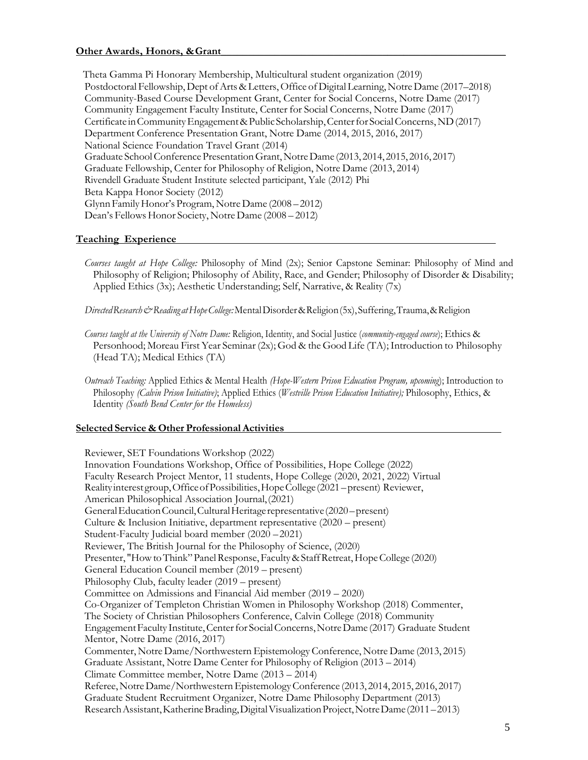## Other Awards, Honors, & Grant

Theta Gamma Pi Honorary Membership, Multicultural student organization (2019)
Postdoctoral Fellowship, Dept of Arts & Letters, Office of Digital Learning, Notre Dame (2017–2018)
Community-Based Course Development Grant, Center for Social Concerns, Notre Dame (2017)
Community Engagement Faculty Institute, Center for Social Concerns, Notre Dame (2017)
Certificate in Community Engagement & Public Scholarship, Center for Social Concerns, ND (2017)
Department Conference Presentation Grant, Notre Dame (2014, 2015, 2016, 2017)
National Science Foundation Travel Grant (2014)
Graduate School Conference Presentation Grant, Notre Dame (2013, 2014, 2015, 2016, 2017)
Graduate Fellowship, Center for Philosophy of Religion, Notre Dame (2013, 2014)
Rivendell Graduate Student Institute selected participant, Yale (2012)
Phi Beta Kappa Honor Society (2012)
Glynn Family Honor's Program, Notre Dame (2008 – 2012)
Dean's Fellows Honor Society, Notre Dame (2008 – 2012)

## Teaching Experience

*Courses taught at Hope College:* Philosophy of Mind (2x); Senior Capstone Seminar: Philosophy of Mind and Philosophy of Religion; Philosophy of Ability, Race, and Gender; Philosophy of Disorder & Disability; Applied Ethics (3x); Aesthetic Understanding; Self, Narrative, & Reality (7x)

*Directed Research & Reading at Hope College:* Mental Disorder & Religion (5x), Suffering, Trauma, & Religion

*Courses taught at the University of Notre Dame:* Religion, Identity, and Social Justice (*community-engaged course*); Ethics & Personhood; Moreau First Year Seminar (2x); God & the Good Life (TA); Introduction to Philosophy (Head TA); Medical Ethics (TA)

*Outreach Teaching:* Applied Ethics & Mental Health *(Hope-Western Prison Education Program, upcoming)*; Introduction to Philosophy *(Calvin Prison Initiative)*; Applied Ethics (*Westville Prison Education Initiative);* Philosophy, Ethics, & Identity *(South Bend Center for the Homeless)*

## Selected Service & Other Professional Activities

Reviewer, SET Foundations Workshop (2022)
Innovation Foundations Workshop, Office of Possibilities, Hope College (2022)
Faculty Research Project Mentor, 11 students, Hope College (2020, 2021, 2022)
Virtual Reality interest group, Office of Possibilities, Hope College (2021 – present)
Reviewer, American Philosophical Association Journal, (2021)
General Education Council, Cultural Heritage representative (2020 – present)
Culture & Inclusion Initiative, department representative (2020 – present)
Student-Faculty Judicial board member (2020 – 2021)
Reviewer, The British Journal for the Philosophy of Science, (2020)
Presenter, "How to Think" Panel Response, Faculty & Staff Retreat, Hope College (2020)
General Education Council member (2019 – present)
Philosophy Club, faculty leader (2019 – present)
Committee on Admissions and Financial Aid member (2019 – 2020)
Co-Organizer of Templeton Christian Women in Philosophy Workshop (2018)
Commenter, The Society of Christian Philosophers Conference, Calvin College (2018)
Community Engagement Faculty Institute, Center for Social Concerns, Notre Dame (2017)
Graduate Student Mentor, Notre Dame (2016, 2017)
Commenter, Notre Dame/Northwestern Epistemology Conference, Notre Dame (2013, 2015)
Graduate Assistant, Notre Dame Center for Philosophy of Religion (2013 – 2014)
Climate Committee member, Notre Dame (2013 – 2014)
Referee, Notre Dame/Northwestern Epistemology Conference (2013, 2014, 2015, 2016, 2017)
Graduate Student Recruitment Organizer, Notre Dame Philosophy Department (2013)
Research Assistant, Katherine Brading, Digital Visualization Project, Notre Dame (2011 – 2013)